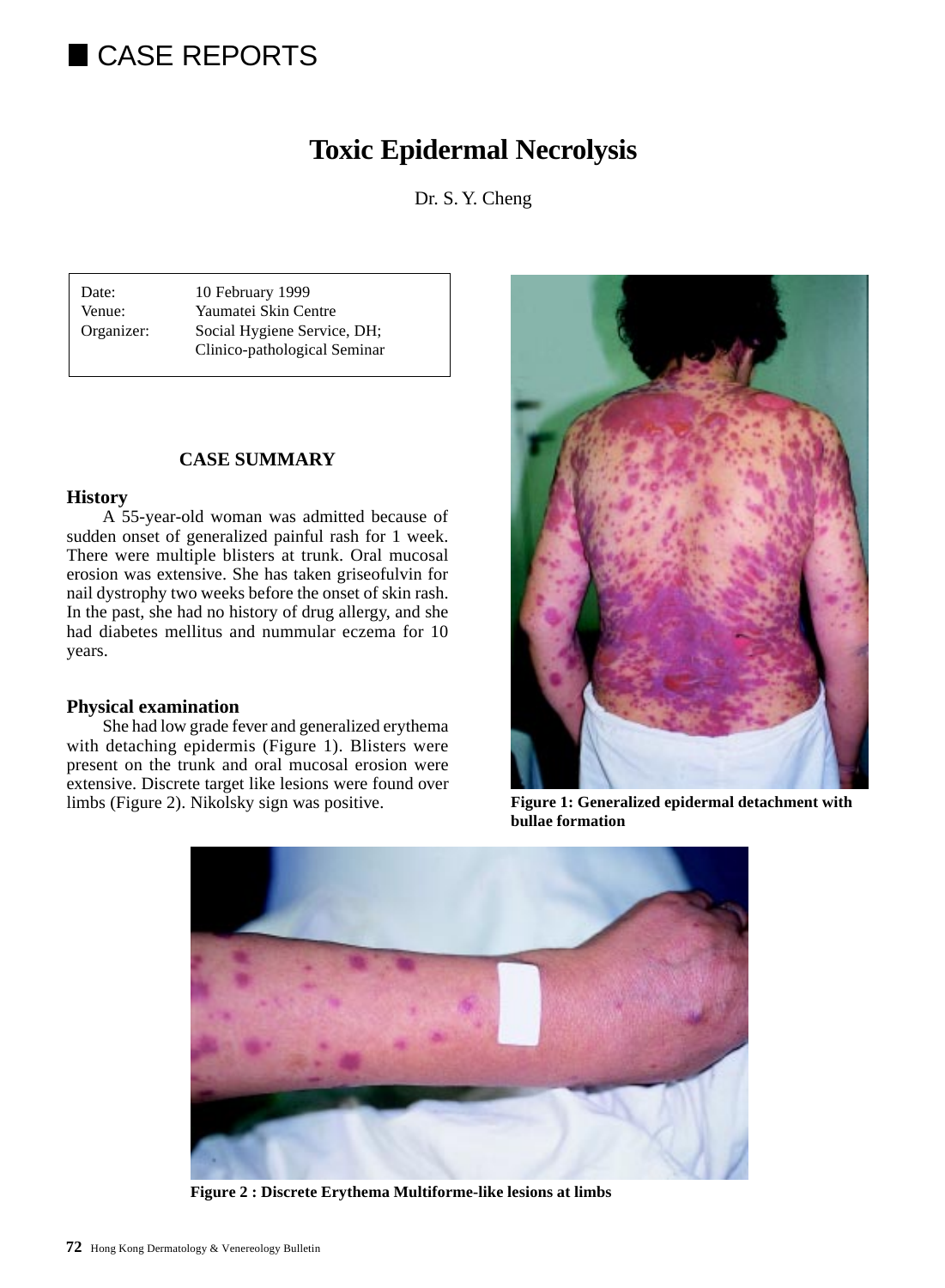# CASE REPORTS

## Toxic Epidermal Necrolysis

Dr. S. Y. Cheng

| | |
|---|---|
| Date: | 10 February 1999 |
| Venue: | Yaumatei Skin Centre |
| Organizer: | Social Hygiene Service, DH; Clinico-pathological Seminar |

### CASE SUMMARY

#### History

A 55-year-old woman was admitted because of sudden onset of generalized painful rash for 1 week. There were multiple blisters at trunk. Oral mucosal erosion was extensive. She has taken griseofulvin for nail dystrophy two weeks before the onset of skin rash. In the past, she had no history of drug allergy, and she had diabetes mellitus and nummular eczema for 10 years.

#### Physical examination

She had low grade fever and generalized erythema with detaching epidermis (Figure 1). Blisters were present on the trunk and oral mucosal erosion were extensive. Discrete target like lesions were found over limbs (Figure 2). Nikolsky sign was positive.

**Figure 1: Generalized epidermal detachment with bullae formation**

**Figure 2 : Discrete Erythema Multiforme-like lesions at limbs**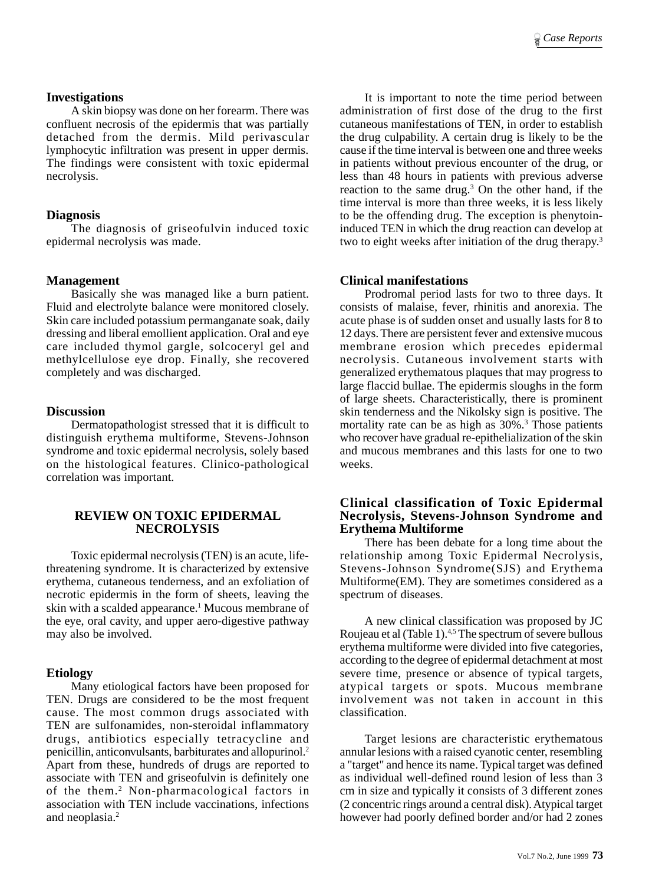### Investigations

A skin biopsy was done on her forearm. There was confluent necrosis of the epidermis that was partially detached from the dermis. Mild perivascular lymphocytic infiltration was present in upper dermis. The findings were consistent with toxic epidermal necrolysis.

### Diagnosis

The diagnosis of griseofulvin induced toxic epidermal necrolysis was made.

### Management

Basically she was managed like a burn patient. Fluid and electrolyte balance were monitored closely. Skin care included potassium permanganate soak, daily dressing and liberal emollient application. Oral and eye care included thymol gargle, solcoceryl gel and methylcellulose eye drop. Finally, she recovered completely and was discharged.

### Discussion

Dermatopathologist stressed that it is difficult to distinguish erythema multiforme, Stevens-Johnson syndrome and toxic epidermal necrolysis, solely based on the histological features. Clinico-pathological correlation was important.

## REVIEW ON TOXIC EPIDERMAL NECROLYSIS

Toxic epidermal necrolysis (TEN) is an acute, life-threatening syndrome. It is characterized by extensive erythema, cutaneous tenderness, and an exfoliation of necrotic epidermis in the form of sheets, leaving the skin with a scalded appearance.[1] Mucous membrane of the eye, oral cavity, and upper aero-digestive pathway may also be involved.

### Etiology

Many etiological factors have been proposed for TEN. Drugs are considered to be the most frequent cause. The most common drugs associated with TEN are sulfonamides, non-steroidal inflammatory drugs, antibiotics especially tetracycline and penicillin, anticonvulsants, barbiturates and allopurinol.[2] Apart from these, hundreds of drugs are reported to associate with TEN and griseofulvin is definitely one of the them.[2] Non-pharmacological factors in association with TEN include vaccinations, infections and neoplasia.[2]

It is important to note the time period between administration of first dose of the drug to the first cutaneous manifestations of TEN, in order to establish the drug culpability. A certain drug is likely to be the cause if the time interval is between one and three weeks in patients without previous encounter of the drug, or less than 48 hours in patients with previous adverse reaction to the same drug.[3] On the other hand, if the time interval is more than three weeks, it is less likely to be the offending drug. The exception is phenytoin-induced TEN in which the drug reaction can develop at two to eight weeks after initiation of the drug therapy.[3]

### Clinical manifestations

Prodromal period lasts for two to three days. It consists of malaise, fever, rhinitis and anorexia. The acute phase is of sudden onset and usually lasts for 8 to 12 days. There are persistent fever and extensive mucous membrane erosion which precedes epidermal necrolysis. Cutaneous involvement starts with generalized erythematous plaques that may progress to large flaccid bullae. The epidermis sloughs in the form of large sheets. Characteristically, there is prominent skin tenderness and the Nikolsky sign is positive. The mortality rate can be as high as 30%.[3] Those patients who recover have gradual re-epithelialization of the skin and mucous membranes and this lasts for one to two weeks.

### Clinical classification of Toxic Epidermal Necrolysis, Stevens-Johnson Syndrome and Erythema Multiforme

There has been debate for a long time about the relationship among Toxic Epidermal Necrolysis, Stevens-Johnson Syndrome(SJS) and Erythema Multiforme(EM). They are sometimes considered as a spectrum of diseases.

A new clinical classification was proposed by JC Roujeau et al (Table 1).[4,5] The spectrum of severe bullous erythema multiforme were divided into five categories, according to the degree of epidermal detachment at most severe time, presence or absence of typical targets, atypical targets or spots. Mucous membrane involvement was not taken in account in this classification.

Target lesions are characteristic erythematous annular lesions with a raised cyanotic center, resembling a "target" and hence its name. Typical target was defined as individual well-defined round lesion of less than 3 cm in size and typically it consists of 3 different zones (2 concentric rings around a central disk). Atypical target however had poorly defined border and/or had 2 zones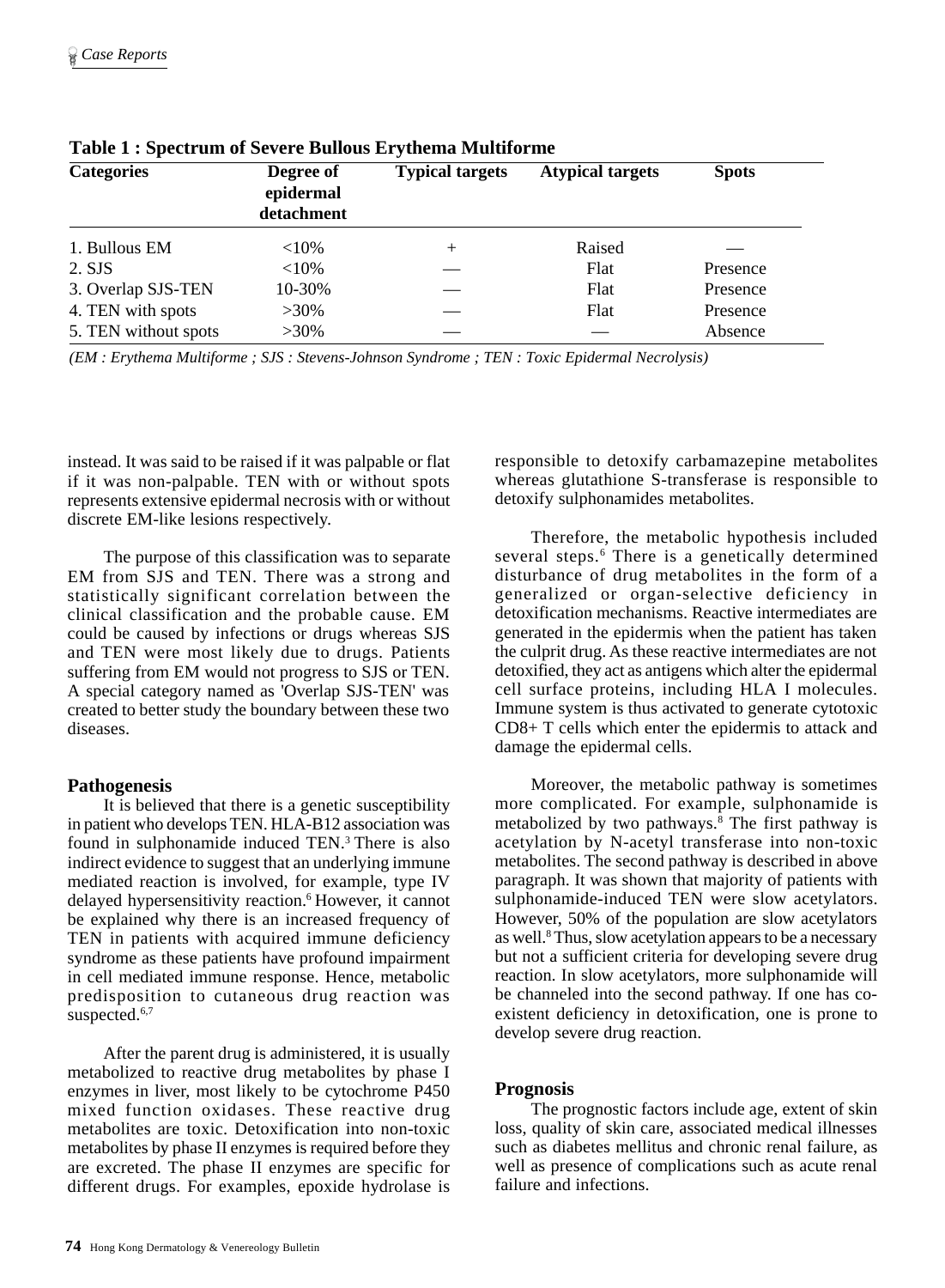**Table 1 : Spectrum of Severe Bullous Erythema Multiforme**

| Categories | Degree of epidermal detachment | Typical targets | Atypical targets | Spots |
|---|---|---|---|---|
| 1. Bullous EM | <10% | + | Raised | — |
| 2. SJS | <10% | — | Flat | Presence |
| 3. Overlap SJS-TEN | 10-30% | — | Flat | Presence |
| 4. TEN with spots | >30% | — | Flat | Presence |
| 5. TEN without spots | >30% | — | — | Absence |

*(EM : Erythema Multiforme ; SJS : Stevens-Johnson Syndrome ; TEN : Toxic Epidermal Necrolysis)*

instead. It was said to be raised if it was palpable or flat if it was non-palpable. TEN with or without spots represents extensive epidermal necrosis with or without discrete EM-like lesions respectively.

The purpose of this classification was to separate EM from SJS and TEN. There was a strong and statistically significant correlation between the clinical classification and the probable cause. EM could be caused by infections or drugs whereas SJS and TEN were most likely due to drugs. Patients suffering from EM would not progress to SJS or TEN. A special category named as 'Overlap SJS-TEN' was created to better study the boundary between these two diseases.

## Pathogenesis

It is believed that there is a genetic susceptibility in patient who develops TEN. HLA-B12 association was found in sulphonamide induced TEN.[3] There is also indirect evidence to suggest that an underlying immune mediated reaction is involved, for example, type IV delayed hypersensitivity reaction.[6] However, it cannot be explained why there is an increased frequency of TEN in patients with acquired immune deficiency syndrome as these patients have profound impairment in cell mediated immune response. Hence, metabolic predisposition to cutaneous drug reaction was suspected.[6,7]

After the parent drug is administered, it is usually metabolized to reactive drug metabolites by phase I enzymes in liver, most likely to be cytochrome P450 mixed function oxidases. These reactive drug metabolites are toxic. Detoxification into non-toxic metabolites by phase II enzymes is required before they are excreted. The phase II enzymes are specific for different drugs. For examples, epoxide hydrolase is responsible to detoxify carbamazepine metabolites whereas glutathione S-transferase is responsible to detoxify sulphonamides metabolites.

Therefore, the metabolic hypothesis included several steps.[6] There is a genetically determined disturbance of drug metabolites in the form of a generalized or organ-selective deficiency in detoxification mechanisms. Reactive intermediates are generated in the epidermis when the patient has taken the culprit drug. As these reactive intermediates are not detoxified, they act as antigens which alter the epidermal cell surface proteins, including HLA I molecules. Immune system is thus activated to generate cytotoxic CD8+ T cells which enter the epidermis to attack and damage the epidermal cells.

Moreover, the metabolic pathway is sometimes more complicated. For example, sulphonamide is metabolized by two pathways.[8] The first pathway is acetylation by N-acetyl transferase into non-toxic metabolites. The second pathway is described in above paragraph. It was shown that majority of patients with sulphonamide-induced TEN were slow acetylators. However, 50% of the population are slow acetylators as well.[8] Thus, slow acetylation appears to be a necessary but not a sufficient criteria for developing severe drug reaction. In slow acetylators, more sulphonamide will be channeled into the second pathway. If one has co-existent deficiency in detoxification, one is prone to develop severe drug reaction.

## Prognosis

The prognostic factors include age, extent of skin loss, quality of skin care, associated medical illnesses such as diabetes mellitus and chronic renal failure, as well as presence of complications such as acute renal failure and infections.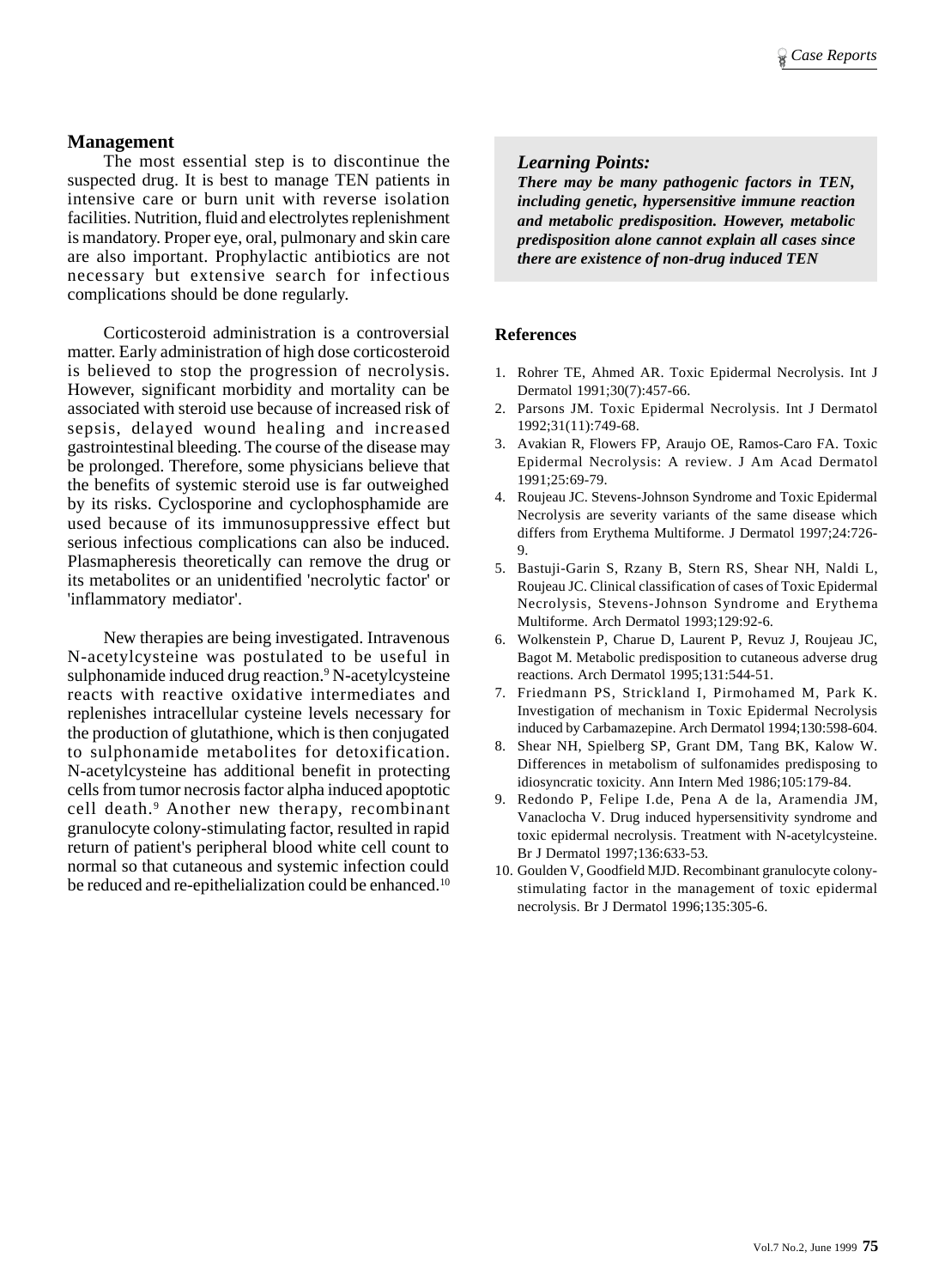## Management

The most essential step is to discontinue the suspected drug. It is best to manage TEN patients in intensive care or burn unit with reverse isolation facilities. Nutrition, fluid and electrolytes replenishment is mandatory. Proper eye, oral, pulmonary and skin care are also important. Prophylactic antibiotics are not necessary but extensive search for infectious complications should be done regularly.

Corticosteroid administration is a controversial matter. Early administration of high dose corticosteroid is believed to stop the progression of necrolysis. However, significant morbidity and mortality can be associated with steroid use because of increased risk of sepsis, delayed wound healing and increased gastrointestinal bleeding. The course of the disease may be prolonged. Therefore, some physicians believe that the benefits of systemic steroid use is far outweighed by its risks. Cyclosporine and cyclophosphamide are used because of its immunosuppressive effect but serious infectious complications can also be induced. Plasmapheresis theoretically can remove the drug or its metabolites or an unidentified 'necrolytic factor' or 'inflammatory mediator'.

New therapies are being investigated. Intravenous N-acetylcysteine was postulated to be useful in sulphonamide induced drug reaction.[9] N-acetylcysteine reacts with reactive oxidative intermediates and replenishes intracellular cysteine levels necessary for the production of glutathione, which is then conjugated to sulphonamide metabolites for detoxification. N-acetylcysteine has additional benefit in protecting cells from tumor necrosis factor alpha induced apoptotic cell death.[9] Another new therapy, recombinant granulocyte colony-stimulating factor, resulted in rapid return of patient's peripheral blood white cell count to normal so that cutaneous and systemic infection could be reduced and re-epithelialization could be enhanced.[10]

### *Learning Points:*

***There may be many pathogenic factors in TEN, including genetic, hypersensitive immune reaction and metabolic predisposition. However, metabolic predisposition alone cannot explain all cases since there are existence of non-drug induced TEN***

## References

1. Rohrer TE, Ahmed AR. Toxic Epidermal Necrolysis. Int J Dermatol 1991;30(7):457-66.
2. Parsons JM. Toxic Epidermal Necrolysis. Int J Dermatol 1992;31(11):749-68.
3. Avakian R, Flowers FP, Araujo OE, Ramos-Caro FA. Toxic Epidermal Necrolysis: A review. J Am Acad Dermatol 1991;25:69-79.
4. Roujeau JC. Stevens-Johnson Syndrome and Toxic Epidermal Necrolysis are severity variants of the same disease which differs from Erythema Multiforme. J Dermatol 1997;24:726-9.
5. Bastuji-Garin S, Rzany B, Stern RS, Shear NH, Naldi L, Roujeau JC. Clinical classification of cases of Toxic Epidermal Necrolysis, Stevens-Johnson Syndrome and Erythema Multiforme. Arch Dermatol 1993;129:92-6.
6. Wolkenstein P, Charue D, Laurent P, Revuz J, Roujeau JC, Bagot M. Metabolic predisposition to cutaneous adverse drug reactions. Arch Dermatol 1995;131:544-51.
7. Friedmann PS, Strickland I, Pirmohamed M, Park K. Investigation of mechanism in Toxic Epidermal Necrolysis induced by Carbamazepine. Arch Dermatol 1994;130:598-604.
8. Shear NH, Spielberg SP, Grant DM, Tang BK, Kalow W. Differences in metabolism of sulfonamides predisposing to idiosyncratic toxicity. Ann Intern Med 1986;105:179-84.
9. Redondo P, Felipe I.de, Pena A de la, Aramendia JM, Vanaclocha V. Drug induced hypersensitivity syndrome and toxic epidermal necrolysis. Treatment with N-acetylcysteine. Br J Dermatol 1997;136:633-53.
10. Goulden V, Goodfield MJD. Recombinant granulocyte colony-stimulating factor in the management of toxic epidermal necrolysis. Br J Dermatol 1996;135:305-6.